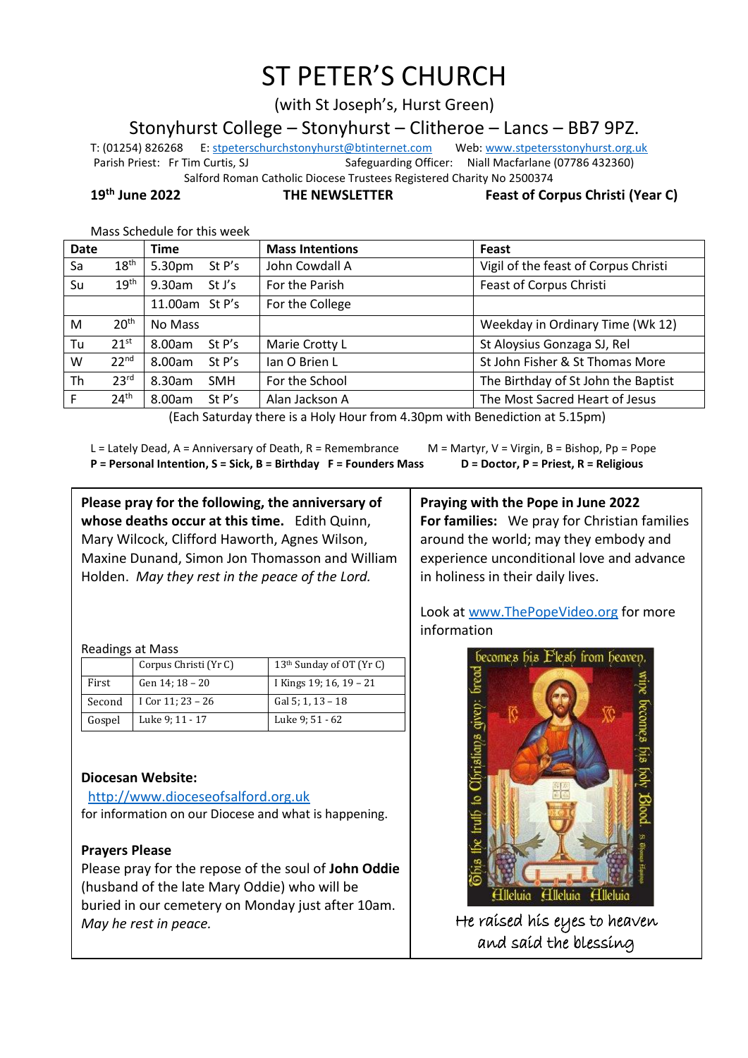# ST PETER'S CHURCH

(with St Joseph's, Hurst Green)

## Stonyhurst College – Stonyhurst – Clitheroe – Lancs – BB7 9PZ.

T: (01254) 826268 E: stpeterschurchstonyhurst@btinternet.com Web: www.stpetersstonyhurst.org.uk
Parish Priest: Fr Tim Curtis, SJ Safeguarding Officer: Niall Macfarlane (07786 432360)
Salford Roman Catholic Diocese Trustees Registered Charity No 2500374

**19th June 2022** **THE NEWSLETTER** **Feast of Corpus Christi (Year C)**

Mass Schedule for this week

| Date | | Time | | Mass Intentions | Feast |
|---|---|---|---|---|---|
| Sa | 18th | 5.30pm | St P's | John Cowdall A | Vigil of the feast of Corpus Christi |
| Su | 19th | 9.30am | St J's | For the Parish | Feast of Corpus Christi |
| | | 11.00am | St P's | For the College | |
| M | 20th | No Mass | | | Weekday in Ordinary Time (Wk 12) |
| Tu | 21st | 8.00am | St P's | Marie Crotty L | St Aloysius Gonzaga SJ, Rel |
| W | 22nd | 8.00am | St P's | Ian O Brien L | St John Fisher & St Thomas More |
| Th | 23rd | 8.30am | SMH | For the School | The Birthday of St John the Baptist |
| F | 24th | 8.00am | St P's | Alan Jackson A | The Most Sacred Heart of Jesus |

(Each Saturday there is a Holy Hour from 4.30pm with Benediction at 5.15pm)

L = Lately Dead, A = Anniversary of Death, R = Rembrance M = Martyr, V = Virgin, B = Bishop, Pp = Pope
**P = Personal Intention, S = Sick, B = Birthday F = Founders Mass D = Doctor, P = Priest, R = Religious**

**Please pray for the following, the anniversary of whose deaths occur at this time.** Edith Quinn, Mary Wilcock, Clifford Haworth, Agnes Wilson, Maxine Dunand, Simon Jon Thomasson and William Holden. *May they rest in the peace of the Lord.*

Readings at Mass

| | Corpus Christi (Yr C) | 13th Sunday of OT (Yr C) |
|---|---|---|
| First | Gen 14; 18 – 20 | I Kings 19; 16, 19 – 21 |
| Second | I Cor 11; 23 – 26 | Gal 5; 1, 13 – 18 |
| Gospel | Luke 9; 11 - 17 | Luke 9; 51 - 62 |

**Diocesan Website:**
http://www.dioceseofsalford.org.uk
for information on our Diocese and what is happening.

**Prayers Please**
Please pray for the repose of the soul of **John Oddie** (husband of the late Mary Oddie) who will be buried in our cemetery on Monday just after 10am. *May he rest in peace.*

**Praying with the Pope in June 2022**
**For families:** We pray for Christian families around the world; may they embody and experience unconditional love and advance in holiness in their daily lives.

Look at www.ThePopeVideo.org for more information

He raised his eyes to heaven and said the blessing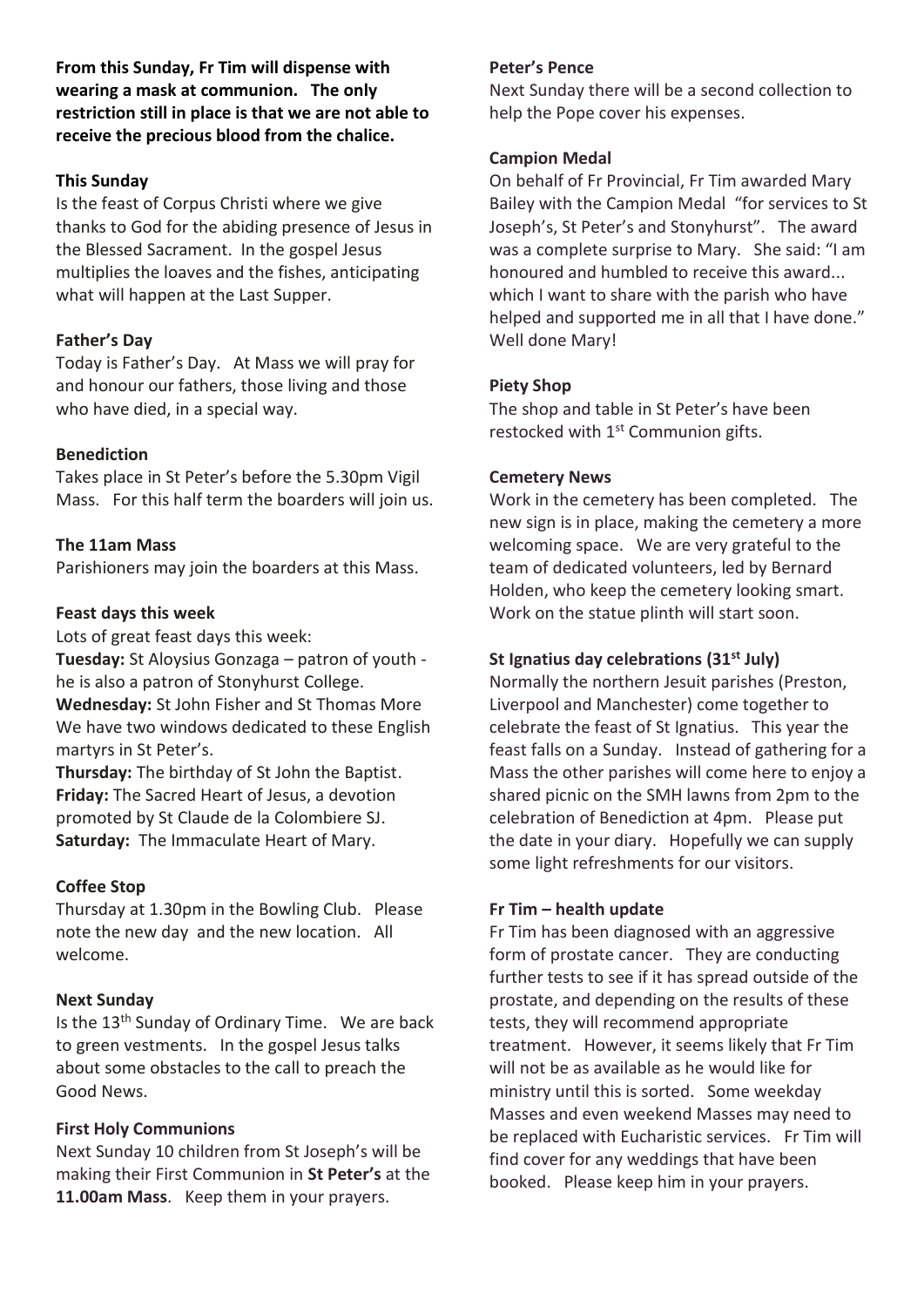**From this Sunday, Fr Tim will dispense with wearing a mask at communion. The only restriction still in place is that we are not able to receive the precious blood from the chalice.**

**This Sunday**

Is the feast of Corpus Christi where we give thanks to God for the abiding presence of Jesus in the Blessed Sacrament. In the gospel Jesus multiplies the loaves and the fishes, anticipating what will happen at the Last Supper.

**Father's Day**

Today is Father's Day. At Mass we will pray for and honour our fathers, those living and those who have died, in a special way.

**Benediction**

Takes place in St Peter's before the 5.30pm Vigil Mass. For this half term the boarders will join us.

**The 11am Mass**

Parishioners may join the boarders at this Mass.

**Feast days this week**

Lots of great feast days this week:

**Tuesday:** St Aloysius Gonzaga – patron of youth - he is also a patron of Stonyhurst College.

**Wednesday:** St John Fisher and St Thomas More We have two windows dedicated to these English martyrs in St Peter's.

**Thursday:** The birthday of St John the Baptist.

**Friday:** The Sacred Heart of Jesus, a devotion promoted by St Claude de la Colombiere SJ.

**Saturday:** The Immaculate Heart of Mary.

**Coffee Stop**

Thursday at 1.30pm in the Bowling Club. Please note the new day and the new location. All welcome.

**Next Sunday**

Is the 13th Sunday of Ordinary Time. We are back to green vestments. In the gospel Jesus talks about some obstacles to the call to preach the Good News.

**First Holy Communions**

Next Sunday 10 children from St Joseph's will be making their First Communion in **St Peter's** at the **11.00am Mass**. Keep them in your prayers.

**Peter's Pence**

Next Sunday there will be a second collection to help the Pope cover his expenses.

**Campion Medal**

On behalf of Fr Provincial, Fr Tim awarded Mary Bailey with the Campion Medal "for services to St Joseph's, St Peter's and Stonyhurst". The award was a complete surprise to Mary. She said: "I am honoured and humbled to receive this award... which I want to share with the parish who have helped and supported me in all that I have done." Well done Mary!

**Piety Shop**

The shop and table in St Peter's have been restocked with 1st Communion gifts.

**Cemetery News**

Work in the cemetery has been completed. The new sign is in place, making the cemetery a more welcoming space. We are very grateful to the team of dedicated volunteers, led by Bernard Holden, who keep the cemetery looking smart. Work on the statue plinth will start soon.

**St Ignatius day celebrations (31st July)**

Normally the northern Jesuit parishes (Preston, Liverpool and Manchester) come together to celebrate the feast of St Ignatius. This year the feast falls on a Sunday. Instead of gathering for a Mass the other parishes will come here to enjoy a shared picnic on the SMH lawns from 2pm to the celebration of Benediction at 4pm. Please put the date in your diary. Hopefully we can supply some light refreshments for our visitors.

**Fr Tim – health update**

Fr Tim has been diagnosed with an aggressive form of prostate cancer. They are conducting further tests to see if it has spread outside of the prostate, and depending on the results of these tests, they will recommend appropriate treatment. However, it seems likely that Fr Tim will not be as available as he would like for ministry until this is sorted. Some weekday Masses and even weekend Masses may need to be replaced with Eucharistic services. Fr Tim will find cover for any weddings that have been booked. Please keep him in your prayers.